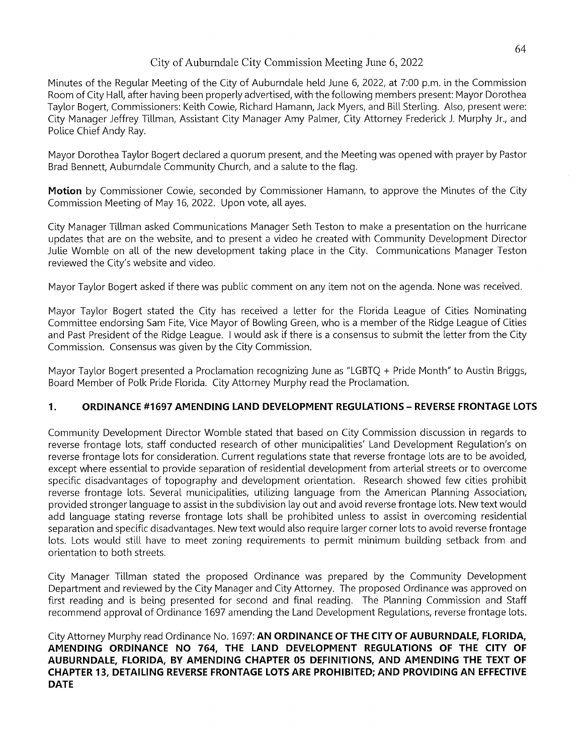# City of Auburndale City Commission Meeting June 6, 2022

Minutes of the Regular Meeting of the City of Auburndale held June 6, 2022, at 7:00 p.m. in the Commission Room of City Hall, after having been properly advertised, with the following members present: Mayor Dorothea Taylor Bogert, Commissioners: Keith Cowie, Richard Hamann, Jack Myers, and Bill Sterling. Also, present were: City Manager Jeffrey Tillman, Assistant City Manager Amy Palmer, City Attorney Frederick J. Murphy Jr., and Police Chief Andy Ray.

Mayor Dorothea Taylor Bogert declared a quorum present, and the Meeting was opened with prayer by Pastor Brad Bennett, Auburndale Community Church, and a salute to the flag.

**Motion** by Commissioner Cowie, seconded by Commissioner Hamann, to approve the Minutes of the City Commission Meeting of May 16, 2022. Upon vote, all ayes.

City Manager Tillman asked Communications Manager Seth Teston to make a presentation on the hurricane updates that are on the website, and to present a video he created with Community Development Director Julie Womble on all of the new development taking place in the City. Communications Manager Teston reviewed the City's website and video.

Mayor Taylor Bogert asked if there was public comment on any item not on the agenda. None was received.

Mayor Taylor Bogert stated the City has received a letter for the Florida League of Cities Nominating Committee endorsing Sam Fite, Vice Mayor of Bowling Green, who is a member of the Ridge League of Cities and Past President of the Ridge League. I would ask if there is a consensus to submit the letter from the City Commission. Consensus was given by the City Commission.

Mayor Taylor Bogert presented a Proclamation recognizing June as "LGBTQ + Pride Month" to Austin Briggs, Board Member of Polk Pride Florida. City Attorney Murphy read the Proclamation.

## 1. ORDINANCE #1697 AMENDING LAND DEVELOPMENT REGULATIONS – REVERSE FRONTAGE LOTS

Community Development Director Womble stated that based on City Commission discussion in regards to reverse frontage lots, staff conducted research of other municipalities' Land Development Regulation's on reverse frontage lots for consideration. Current regulations state that reverse frontage lots are to be avoided, except where essential to provide separation of residential development from arterial streets or to overcome specific disadvantages of topography and development orientation. Research showed few cities prohibit reverse frontage lots. Several municipalities, utilizing language from the American Planning Association, provided stronger language to assist in the subdivision lay out and avoid reverse frontage lots. New text would add language stating reverse frontage lots shall be prohibited unless to assist in overcoming residential separation and specific disadvantages. New text would also require larger corner lots to avoid reverse frontage lots. Lots would still have to meet zoning requirements to permit minimum building setback from and orientation to both streets.

City Manager Tillman stated the proposed Ordinance was prepared by the Community Development Department and reviewed by the City Manager and City Attorney. The proposed Ordinance was approved on first reading and is being presented for second and final reading. The Planning Commission and Staff recommend approval of Ordinance 1697 amending the Land Development Regulations, reverse frontage lots.

City Attorney Murphy read Ordinance No. 1697: **AN ORDINANCE OF THE CITY OF AUBURNDALE, FLORIDA, AMENDING ORDINANCE NO 764, THE LAND DEVELOPMENT REGULATIONS OF THE CITY OF AUBURNDALE, FLORIDA, BY AMENDING CHAPTER 05 DEFINITIONS, AND AMENDING THE TEXT OF CHAPTER 13, DETAILING REVERSE FRONTAGE LOTS ARE PROHIBITED; AND PROVIDING AN EFFECTIVE DATE**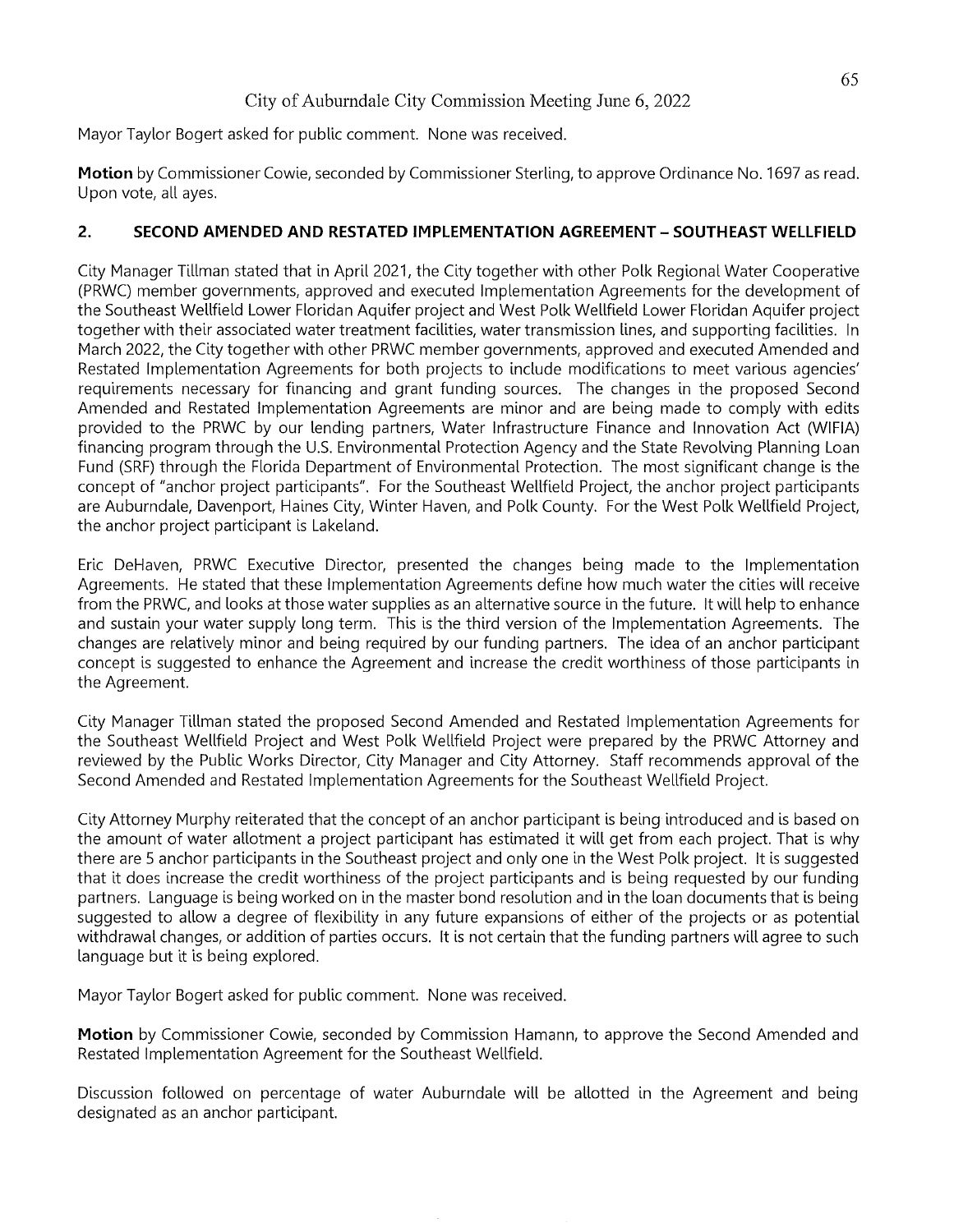Mayor Taylor Bogert asked for public comment. None was received.

**Motion** by Commissioner Cowie, seconded by Commissioner Sterling, to approve Ordinance No. 1697 as read. Upon vote, all ayes.

## 2. SECOND AMENDED AND RESTATED IMPLEMENTATION AGREEMENT – SOUTHEAST WELLFIELD

City Manager Tillman stated that in April 2021, the City together with other Polk Regional Water Cooperative (PRWC) member governments, approved and executed Implementation Agreements for the development of the Southeast Wellfield Lower Floridan Aquifer project and West Polk Wellfield Lower Floridan Aquifer project together with their associated water treatment facilities, water transmission lines, and supporting facilities. In March 2022, the City together with other PRWC member governments, approved and executed Amended and Restated Implementation Agreements for both projects to include modifications to meet various agencies' requirements necessary for financing and grant funding sources. The changes in the proposed Second Amended and Restated Implementation Agreements are minor and are being made to comply with edits provided to the PRWC by our lending partners, Water Infrastructure Finance and Innovation Act (WIFIA) financing program through the U.S. Environmental Protection Agency and the State Revolving Planning Loan Fund (SRF) through the Florida Department of Environmental Protection. The most significant change is the concept of "anchor project participants". For the Southeast Wellfield Project, the anchor project participants are Auburndale, Davenport, Haines City, Winter Haven, and Polk County. For the West Polk Wellfield Project, the anchor project participant is Lakeland.

Eric DeHaven, PRWC Executive Director, presented the changes being made to the Implementation Agreements. He stated that these Implementation Agreements define how much water the cities will receive from the PRWC, and looks at those water supplies as an alternative source in the future. It will help to enhance and sustain your water supply long term. This is the third version of the Implementation Agreements. The changes are relatively minor and being required by our funding partners. The idea of an anchor participant concept is suggested to enhance the Agreement and increase the credit worthiness of those participants in the Agreement.

City Manager Tillman stated the proposed Second Amended and Restated Implementation Agreements for the Southeast Wellfield Project and West Polk Wellfield Project were prepared by the PRWC Attorney and reviewed by the Public Works Director, City Manager and City Attorney. Staff recommends approval of the Second Amended and Restated Implementation Agreements for the Southeast Wellfield Project.

City Attorney Murphy reiterated that the concept of an anchor participant is being introduced and is based on the amount of water allotment a project participant has estimated it will get from each project. That is why there are 5 anchor participants in the Southeast project and only one in the West Polk project. It is suggested that it does increase the credit worthiness of the project participants and is being requested by our funding partners. Language is being worked on in the master bond resolution and in the loan documents that is being suggested to allow a degree of flexibility in any future expansions of either of the projects or as potential withdrawal changes, or addition of parties occurs. It is not certain that the funding partners will agree to such language but it is being explored.

Mayor Taylor Bogert asked for public comment. None was received.

**Motion** by Commissioner Cowie, seconded by Commission Hamann, to approve the Second Amended and Restated Implementation Agreement for the Southeast Wellfield.

Discussion followed on percentage of water Auburndale will be allotted in the Agreement and being designated as an anchor participant.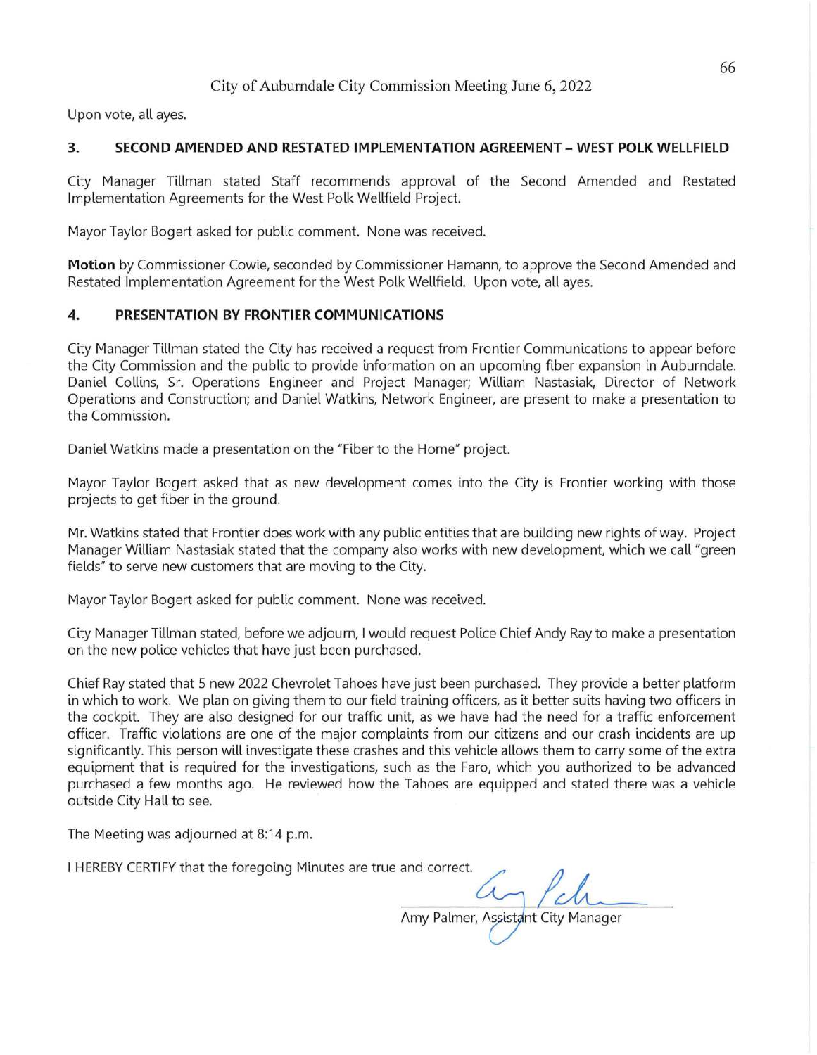Upon vote, all ayes.

### 3. SECOND AMENDED AND RESTATED IMPLEMENTATION AGREEMENT – WEST POLK WELLFIELD

City Manager Tillman stated Staff recommends approval of the Second Amended and Restated Implementation Agreements for the West Polk Wellfield Project.

Mayor Taylor Bogert asked for public comment. None was received.

**Motion** by Commissioner Cowie, seconded by Commissioner Hamann, to approve the Second Amended and Restated Implementation Agreement for the West Polk Wellfield. Upon vote, all ayes.

### 4. PRESENTATION BY FRONTIER COMMUNICATIONS

City Manager Tillman stated the City has received a request from Frontier Communications to appear before the City Commission and the public to provide information on an upcoming fiber expansion in Auburndale. Daniel Collins, Sr. Operations Engineer and Project Manager; William Nastasiak, Director of Network Operations and Construction; and Daniel Watkins, Network Engineer, are present to make a presentation to the Commission.

Daniel Watkins made a presentation on the "Fiber to the Home" project.

Mayor Taylor Bogert asked that as new development comes into the City is Frontier working with those projects to get fiber in the ground.

Mr. Watkins stated that Frontier does work with any public entities that are building new rights of way. Project Manager William Nastasiak stated that the company also works with new development, which we call "green fields" to serve new customers that are moving to the City.

Mayor Taylor Bogert asked for public comment. None was received.

City Manager Tillman stated, before we adjourn, I would request Police Chief Andy Ray to make a presentation on the new police vehicles that have just been purchased.

Chief Ray stated that 5 new 2022 Chevrolet Tahoes have just been purchased. They provide a better platform in which to work. We plan on giving them to our field training officers, as it better suits having two officers in the cockpit. They are also designed for our traffic unit, as we have had the need for a traffic enforcement officer. Traffic violations are one of the major complaints from our citizens and our crash incidents are up significantly. This person will investigate these crashes and this vehicle allows them to carry some of the extra equipment that is required for the investigations, such as the Faro, which you authorized to be advanced purchased a few months ago. He reviewed how the Tahoes are equipped and stated there was a vehicle outside City Hall to see.

The Meeting was adjourned at 8:14 p.m.

I HEREBY CERTIFY that the foregoing Minutes are true and correct.

Amy Palmer, Assistant City Manager